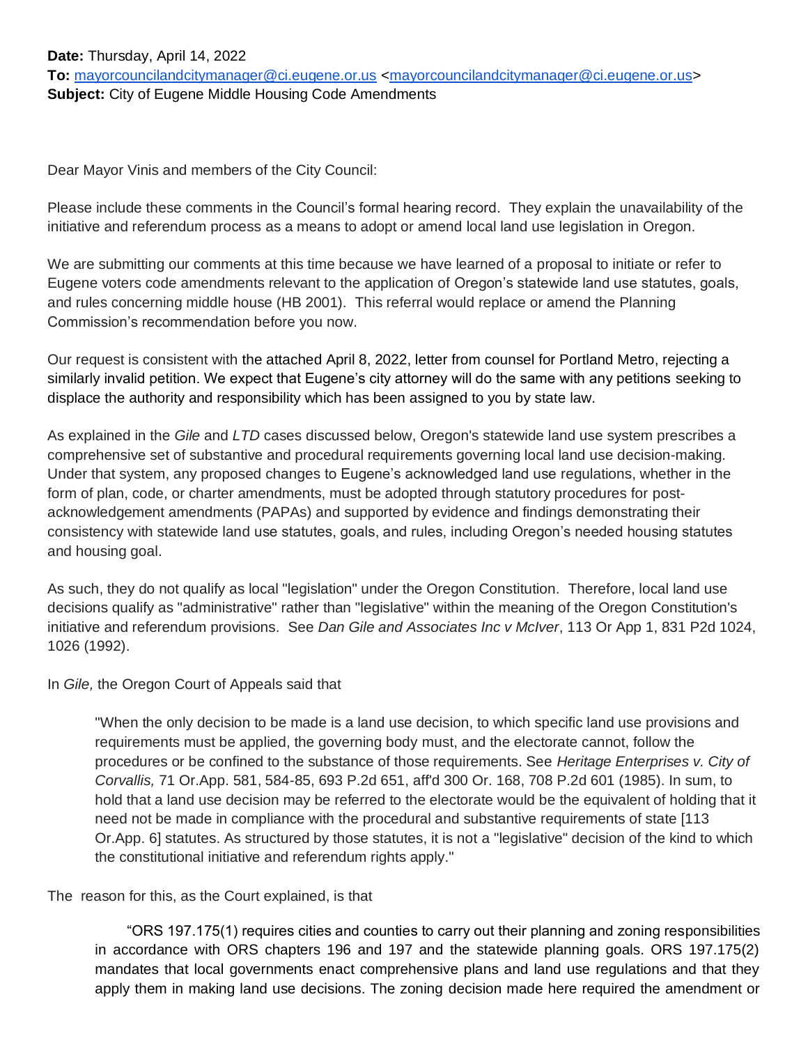**Date:** Thursday, April 14, 2022
**To:** mayorcouncilandcitymanager@ci.eugene.or.us <mayorcouncilandcitymanager@ci.eugene.or.us>
**Subject:** City of Eugene Middle Housing Code Amendments

Dear Mayor Vinis and members of the City Council:

Please include these comments in the Council's formal hearing record. They explain the unavailability of the initiative and referendum process as a means to adopt or amend local land use legislation in Oregon.

We are submitting our comments at this time because we have learned of a proposal to initiate or refer to Eugene voters code amendments relevant to the application of Oregon's statewide land use statutes, goals, and rules concerning middle house (HB 2001). This referral would replace or amend the Planning Commission's recommendation before you now.

Our request is consistent with the attached April 8, 2022, letter from counsel for Portland Metro, rejecting a similarly invalid petition. We expect that Eugene's city attorney will do the same with any petitions seeking to displace the authority and responsibility which has been assigned to you by state law.

As explained in the *Gile* and *LTD* cases discussed below, Oregon's statewide land use system prescribes a comprehensive set of substantive and procedural requirements governing local land use decision-making. Under that system, any proposed changes to Eugene's acknowledged land use regulations, whether in the form of plan, code, or charter amendments, must be adopted through statutory procedures for post-acknowledgement amendments (PAPAs) and supported by evidence and findings demonstrating their consistency with statewide land use statutes, goals, and rules, including Oregon's needed housing statutes and housing goal.

As such, they do not qualify as local "legislation" under the Oregon Constitution. Therefore, local land use decisions qualify as "administrative" rather than "legislative" within the meaning of the Oregon Constitution's initiative and referendum provisions. See *Dan Gile and Associates Inc v McIver*, 113 Or App 1, 831 P2d 1024, 1026 (1992).

In *Gile,* the Oregon Court of Appeals said that

> "When the only decision to be made is a land use decision, to which specific land use provisions and requirements must be applied, the governing body must, and the electorate cannot, follow the procedures or be confined to the substance of those requirements. See *Heritage Enterprises v. City of Corvallis,* 71 Or.App. 581, 584-85, 693 P.2d 651, aff'd 300 Or. 168, 708 P.2d 601 (1985). In sum, to hold that a land use decision may be referred to the electorate would be the equivalent of holding that it need not be made in compliance with the procedural and substantive requirements of state [113 Or.App. 6] statutes. As structured by those statutes, it is not a "legislative" decision of the kind to which the constitutional initiative and referendum rights apply."

The reason for this, as the Court explained, is that

> "ORS 197.175(1) requires cities and counties to carry out their planning and zoning responsibilities in accordance with ORS chapters 196 and 197 and the statewide planning goals. ORS 197.175(2) mandates that local governments enact comprehensive plans and land use regulations and that they apply them in making land use decisions. The zoning decision made here required the amendment or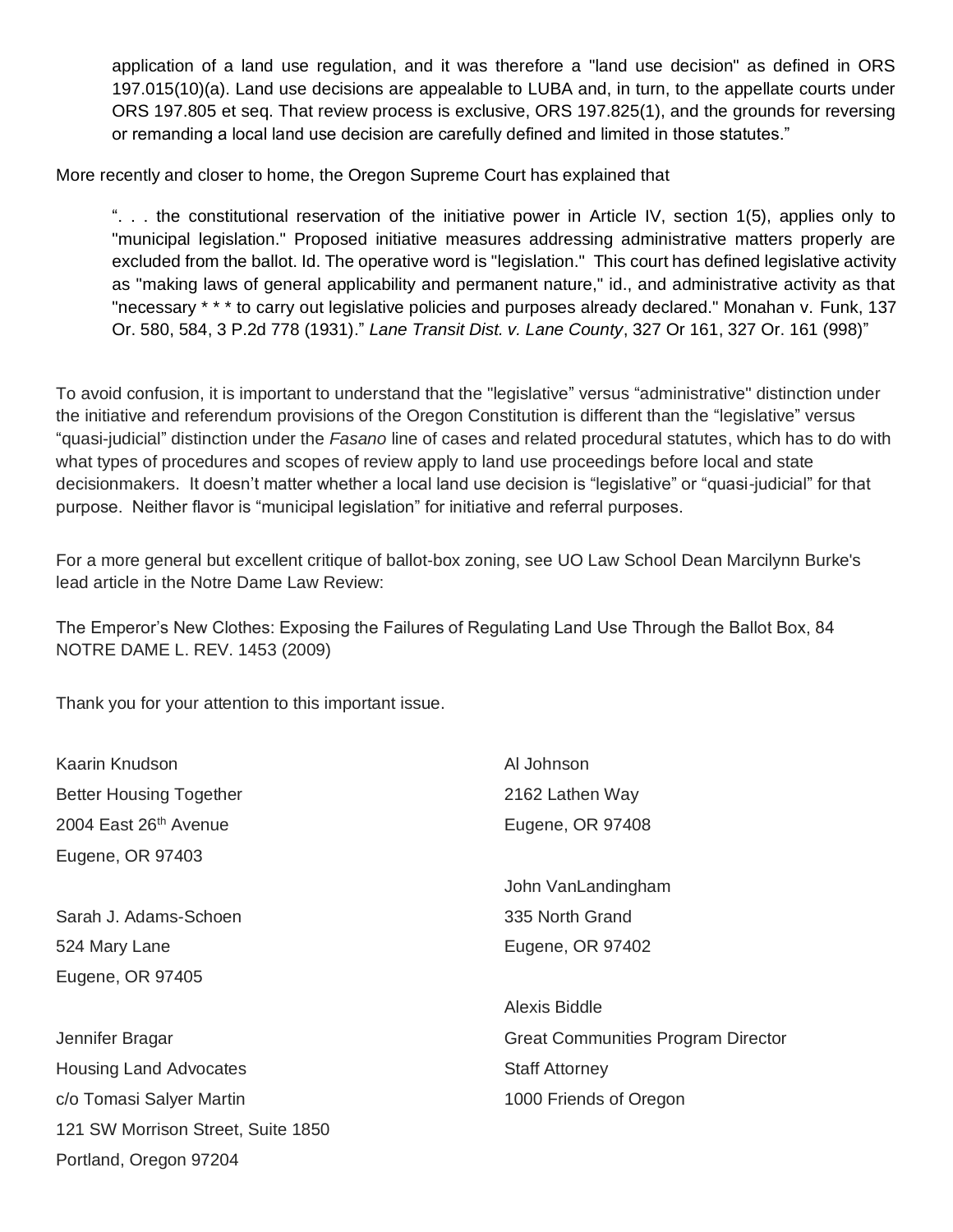> application of a land use regulation, and it was therefore a "land use decision" as defined in ORS 197.015(10)(a). Land use decisions are appealable to LUBA and, in turn, to the appellate courts under ORS 197.805 et seq. That review process is exclusive, ORS 197.825(1), and the grounds for reversing or remanding a local land use decision are carefully defined and limited in those statutes."

More recently and closer to home, the Oregon Supreme Court has explained that

> ". . . the constitutional reservation of the initiative power in Article IV, section 1(5), applies only to "municipal legislation." Proposed initiative measures addressing administrative matters properly are excluded from the ballot. Id. The operative word is "legislation." This court has defined legislative activity as "making laws of general applicability and permanent nature," id., and administrative activity as that "necessary * * * to carry out legislative policies and purposes already declared." Monahan v. Funk, 137 Or. 580, 584, 3 P.2d 778 (1931)." *Lane Transit Dist. v. Lane County*, 327 Or 161, 327 Or. 161 (998)"

To avoid confusion, it is important to understand that the "legislative" versus "administrative" distinction under the initiative and referendum provisions of the Oregon Constitution is different than the "legislative" versus "quasi-judicial" distinction under the *Fasano* line of cases and related procedural statutes, which has to do with what types of procedures and scopes of review apply to land use proceedings before local and state decisionmakers. It doesn't matter whether a local land use decision is "legislative" or "quasi-judicial" for that purpose. Neither flavor is "municipal legislation" for initiative and referral purposes.

For a more general but excellent critique of ballot-box zoning, see UO Law School Dean Marcilynn Burke's lead article in the Notre Dame Law Review:

The Emperor's New Clothes: Exposing the Failures of Regulating Land Use Through the Ballot Box, 84 NOTRE DAME L. REV. 1453 (2009)

Thank you for your attention to this important issue.

Kaarin Knudson
Better Housing Together
2004 East 26th Avenue
Eugene, OR 97403

Sarah J. Adams-Schoen
524 Mary Lane
Eugene, OR 97405

Jennifer Bragar
Housing Land Advocates
c/o Tomasi Salyer Martin
121 SW Morrison Street, Suite 1850
Portland, Oregon 97204

Al Johnson
2162 Lathen Way
Eugene, OR 97408

John VanLandingham
335 North Grand
Eugene, OR 97402

Alexis Biddle
Great Communities Program Director
Staff Attorney
1000 Friends of Oregon